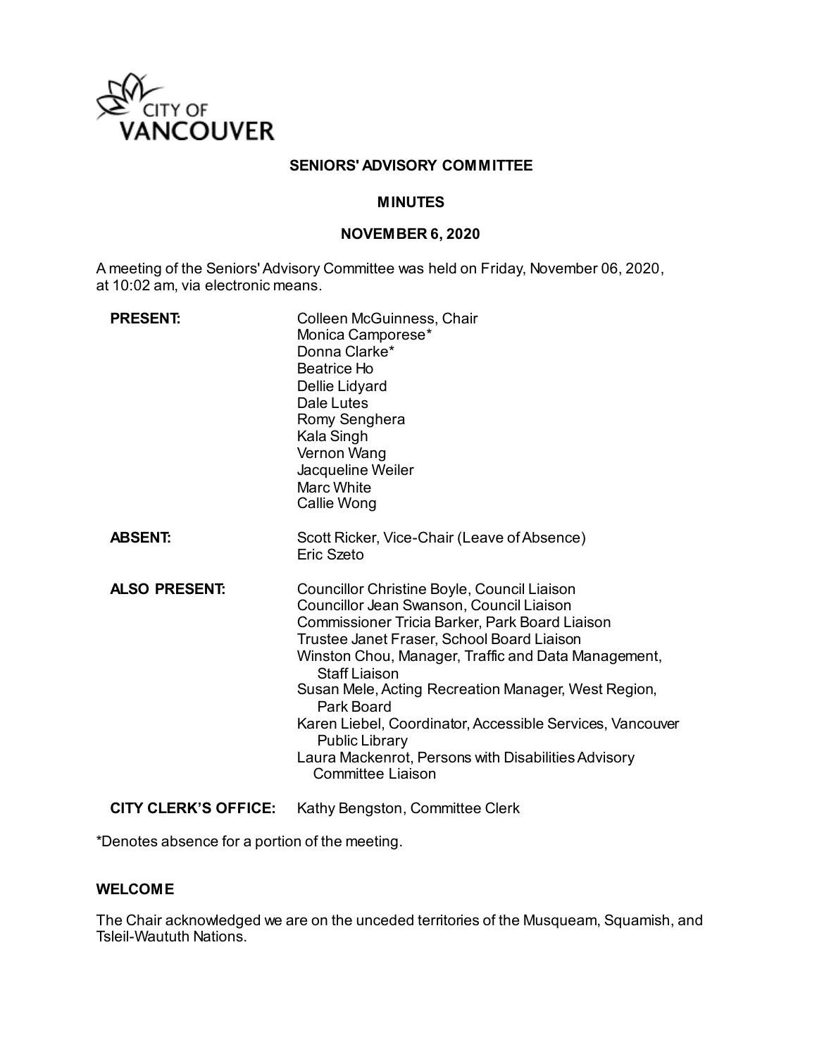CITY OF VANCOUVER

# SENIORS' ADVISORY COMMITTEE

## MINUTES

## NOVEMBER 6, 2020

A meeting of the Seniors' Advisory Committee was held on Friday, November 06, 2020, at 10:02 am, via electronic means.

| | |
|---|---|
| **PRESENT:** | Colleen McGuinness, Chair<br>Monica Camporese*<br>Donna Clarke*<br>Beatrice Ho<br>Dellie Lidyard<br>Dale Lutes<br>Romy Senghera<br>Kala Singh<br>Vernon Wang<br>Jacqueline Weiler<br>Marc White<br>Callie Wong |
| **ABSENT:** | Scott Ricker, Vice-Chair (Leave of Absence)<br>Eric Szeto |
| **ALSO PRESENT:** | Councillor Christine Boyle, Council Liaison<br>Councillor Jean Swanson, Council Liaison<br>Commissioner Tricia Barker, Park Board Liaison<br>Trustee Janet Fraser, School Board Liaison<br>Winston Chou, Manager, Traffic and Data Management, Staff Liaison<br>Susan Mele, Acting Recreation Manager, West Region, Park Board<br>Karen Liebel, Coordinator, Accessible Services, Vancouver Public Library<br>Laura Mackenrot, Persons with Disabilities Advisory Committee Liaison |
| **CITY CLERK'S OFFICE:** | Kathy Bengston, Committee Clerk |

*Denotes absence for a portion of the meeting.

### WELCOME

The Chair acknowledged we are on the unceded territories of the Musqueam, Squamish, and Tsleil-Waututh Nations.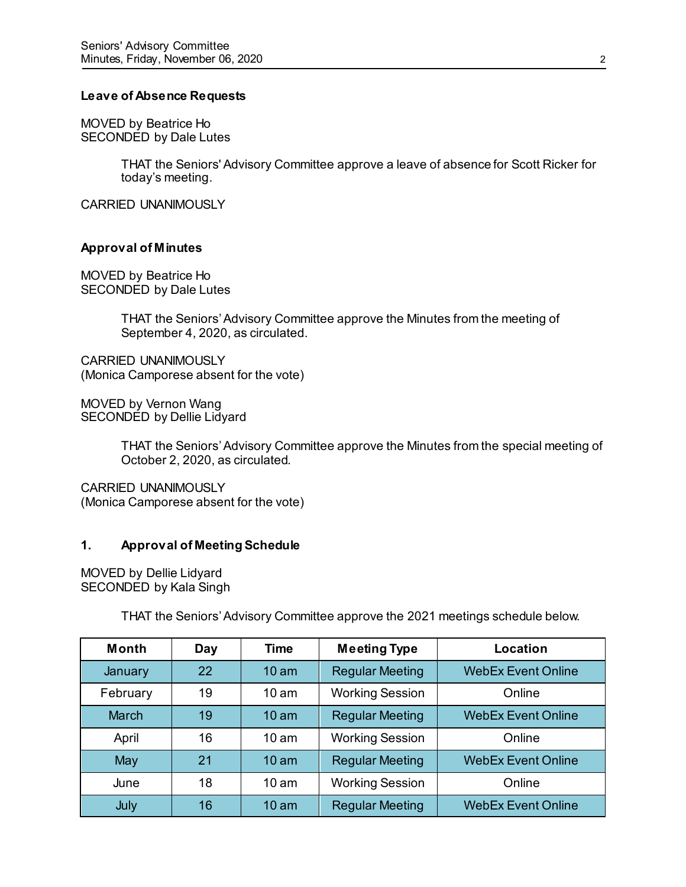**Leave of Absence Requests**

MOVED by Beatrice Ho
SECONDED by Dale Lutes

> THAT the Seniors' Advisory Committee approve a leave of absence for Scott Ricker for today's meeting.

CARRIED UNANIMOUSLY

**Approval of Minutes**

MOVED by Beatrice Ho
SECONDED by Dale Lutes

> THAT the Seniors' Advisory Committee approve the Minutes from the meeting of September 4, 2020, as circulated.

CARRIED UNANIMOUSLY
(Monica Camporese absent for the vote)

MOVED by Vernon Wang
SECONDED by Dellie Lidyard

> THAT the Seniors' Advisory Committee approve the Minutes from the special meeting of October 2, 2020, as circulated.

CARRIED UNANIMOUSLY
(Monica Camporese absent for the vote)

## 1. Approval of Meeting Schedule

MOVED by Dellie Lidyard
SECONDED by Kala Singh

> THAT the Seniors' Advisory Committee approve the 2021 meetings schedule below.

| Month | Day | Time | Meeting Type | Location |
|---|---|---|---|---|
| January | 22 | 10 am | Regular Meeting | WebEx Event Online |
| February | 19 | 10 am | Working Session | Online |
| March | 19 | 10 am | Regular Meeting | WebEx Event Online |
| April | 16 | 10 am | Working Session | Online |
| May | 21 | 10 am | Regular Meeting | WebEx Event Online |
| June | 18 | 10 am | Working Session | Online |
| July | 16 | 10 am | Regular Meeting | WebEx Event Online |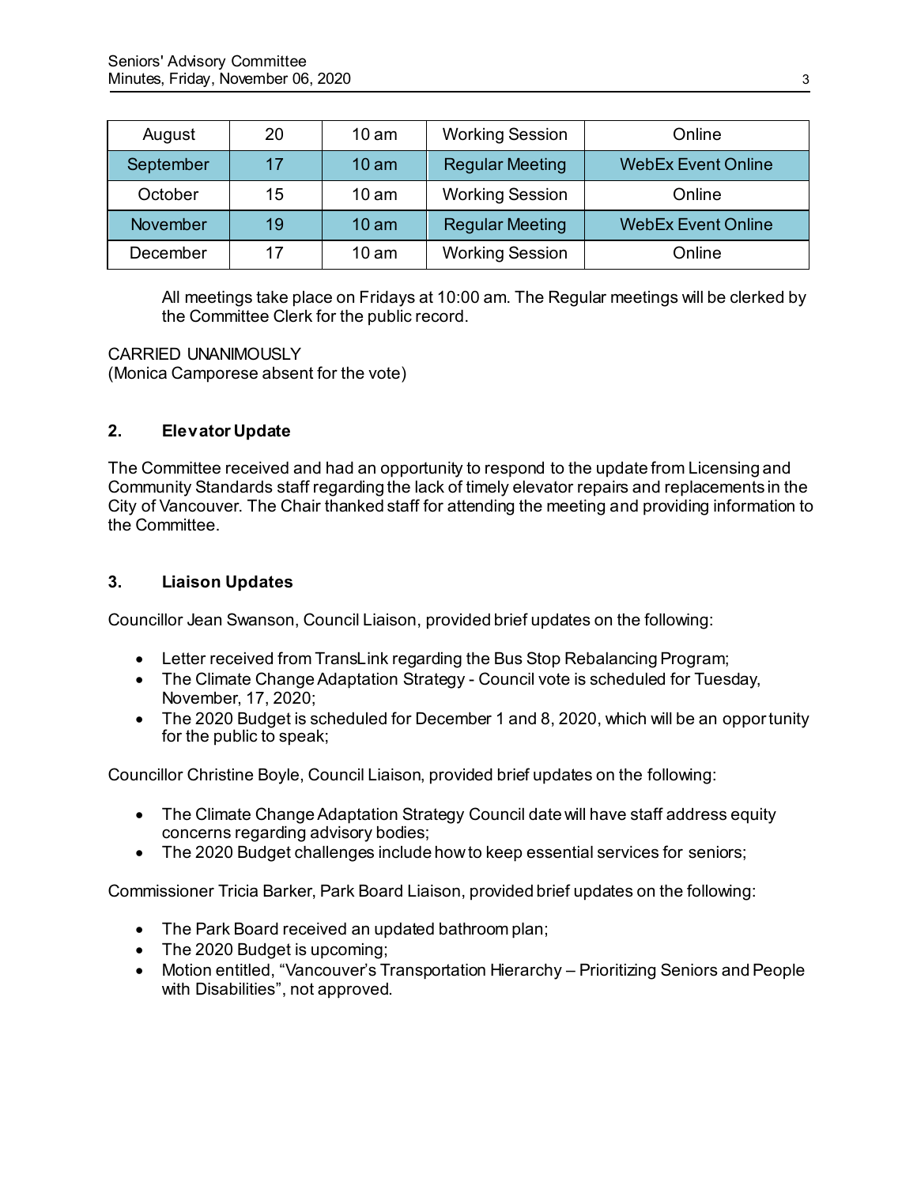| August | 20 | 10 am | Working Session | Online |
| --- | --- | --- | --- | --- |
| September | 17 | 10 am | Regular Meeting | WebEx Event Online |
| October | 15 | 10 am | Working Session | Online |
| November | 19 | 10 am | Regular Meeting | WebEx Event Online |
| December | 17 | 10 am | Working Session | Online |

All meetings take place on Fridays at 10:00 am. The Regular meetings will be clerked by the Committee Clerk for the public record.

CARRIED UNANIMOUSLY
(Monica Camporese absent for the vote)

## 2. Elevator Update

The Committee received and had an opportunity to respond to the update from Licensing and Community Standards staff regarding the lack of timely elevator repairs and replacements in the City of Vancouver. The Chair thanked staff for attending the meeting and providing information to the Committee.

## 3. Liaison Updates

Councillor Jean Swanson, Council Liaison, provided brief updates on the following:

- Letter received from TransLink regarding the Bus Stop Rebalancing Program;
- The Climate Change Adaptation Strategy - Council vote is scheduled for Tuesday, November, 17, 2020;
- The 2020 Budget is scheduled for December 1 and 8, 2020, which will be an opportunity for the public to speak;

Councillor Christine Boyle, Council Liaison, provided brief updates on the following:

- The Climate Change Adaptation Strategy Council date will have staff address equity concerns regarding advisory bodies;
- The 2020 Budget challenges include how to keep essential services for seniors;

Commissioner Tricia Barker, Park Board Liaison, provided brief updates on the following:

- The Park Board received an updated bathroom plan;
- The 2020 Budget is upcoming;
- Motion entitled, "Vancouver's Transportation Hierarchy – Prioritizing Seniors and People with Disabilities", not approved.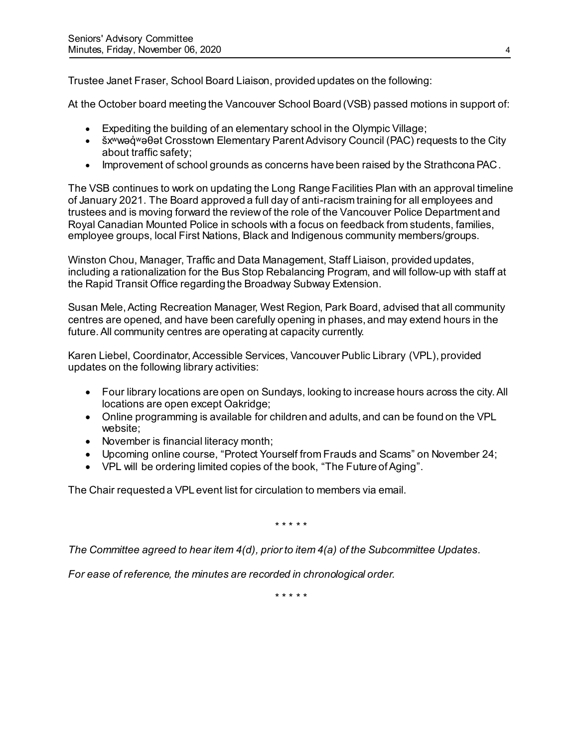Trustee Janet Fraser, School Board Liaison, provided updates on the following:

At the October board meeting the Vancouver School Board (VSB) passed motions in support of:

- Expediting the building of an elementary school in the Olympic Village;
- šxʷwəq̓ʷəθət Crosstown Elementary Parent Advisory Council (PAC) requests to the City about traffic safety;
- Improvement of school grounds as concerns have been raised by the Strathcona PAC.

The VSB continues to work on updating the Long Range Facilities Plan with an approval timeline of January 2021. The Board approved a full day of anti-racism training for all employees and trustees and is moving forward the review of the role of the Vancouver Police Department and Royal Canadian Mounted Police in schools with a focus on feedback from students, families, employee groups, local First Nations, Black and Indigenous community members/groups.

Winston Chou, Manager, Traffic and Data Management, Staff Liaison, provided updates, including a rationalization for the Bus Stop Rebalancing Program, and will follow-up with staff at the Rapid Transit Office regarding the Broadway Subway Extension.

Susan Mele, Acting Recreation Manager, West Region, Park Board, advised that all community centres are opened, and have been carefully opening in phases, and may extend hours in the future. All community centres are operating at capacity currently.

Karen Liebel, Coordinator, Accessible Services, Vancouver Public Library (VPL), provided updates on the following library activities:

- Four library locations are open on Sundays, looking to increase hours across the city. All locations are open except Oakridge;
- Online programming is available for children and adults, and can be found on the VPL website;
- November is financial literacy month;
- Upcoming online course, "Protect Yourself from Frauds and Scams" on November 24;
- VPL will be ordering limited copies of the book, "The Future of Aging".

The Chair requested a VPL event list for circulation to members via email.

\* \* \* \* \*

*The Committee agreed to hear item 4(d), prior to item 4(a) of the Subcommittee Updates.*

*For ease of reference, the minutes are recorded in chronological order.*

\* \* \* \* \*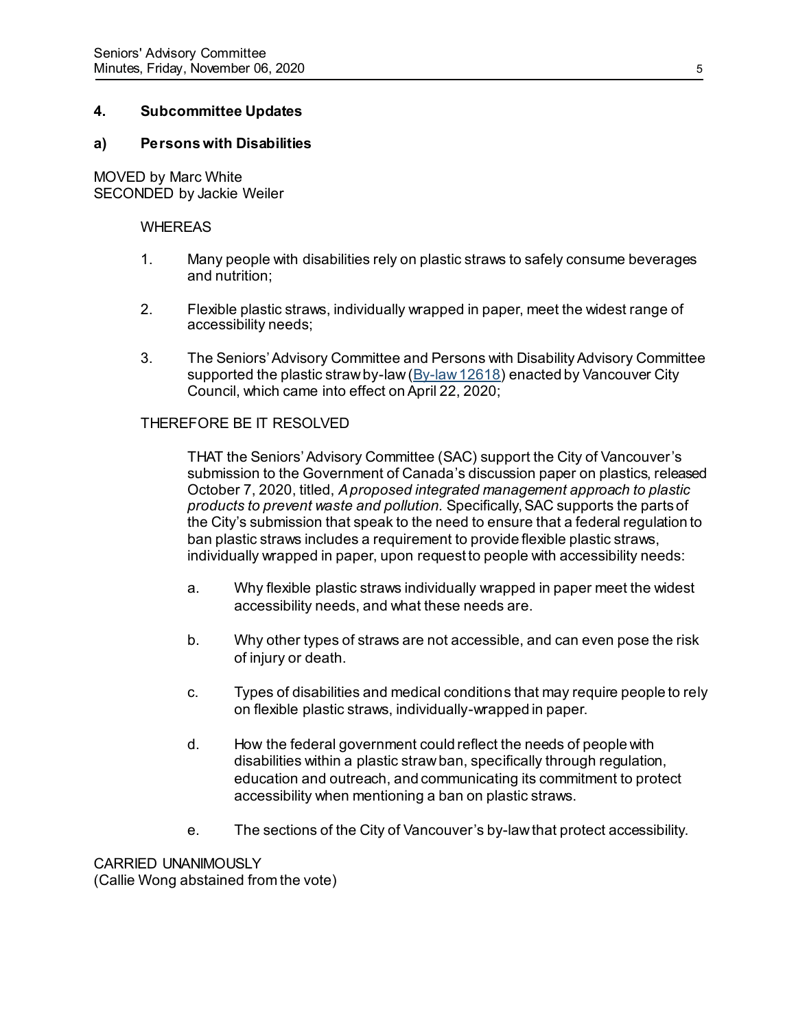## 4. Subcommittee Updates

### a) Persons with Disabilities

MOVED by Marc White
SECONDED by Jackie Weiler

WHEREAS

1. Many people with disabilities rely on plastic straws to safely consume beverages and nutrition;

2. Flexible plastic straws, individually wrapped in paper, meet the widest range of accessibility needs;

3. The Seniors' Advisory Committee and Persons with Disability Advisory Committee supported the plastic straw by-law (By-law 12618) enacted by Vancouver City Council, which came into effect on April 22, 2020;

THEREFORE BE IT RESOLVED

THAT the Seniors' Advisory Committee (SAC) support the City of Vancouver's submission to the Government of Canada's discussion paper on plastics, released October 7, 2020, titled, *A proposed integrated management approach to plastic products to prevent waste and pollution.* Specifically, SAC supports the parts of the City's submission that speak to the need to ensure that a federal regulation to ban plastic straws includes a requirement to provide flexible plastic straws, individually wrapped in paper, upon request to people with accessibility needs:

a. Why flexible plastic straws individually wrapped in paper meet the widest accessibility needs, and what these needs are.

b. Why other types of straws are not accessible, and can even pose the risk of injury or death.

c. Types of disabilities and medical conditions that may require people to rely on flexible plastic straws, individually-wrapped in paper.

d. How the federal government could reflect the needs of people with disabilities within a plastic straw ban, specifically through regulation, education and outreach, and communicating its commitment to protect accessibility when mentioning a ban on plastic straws.

e. The sections of the City of Vancouver's by-law that protect accessibility.

CARRIED UNANIMOUSLY
(Callie Wong abstained from the vote)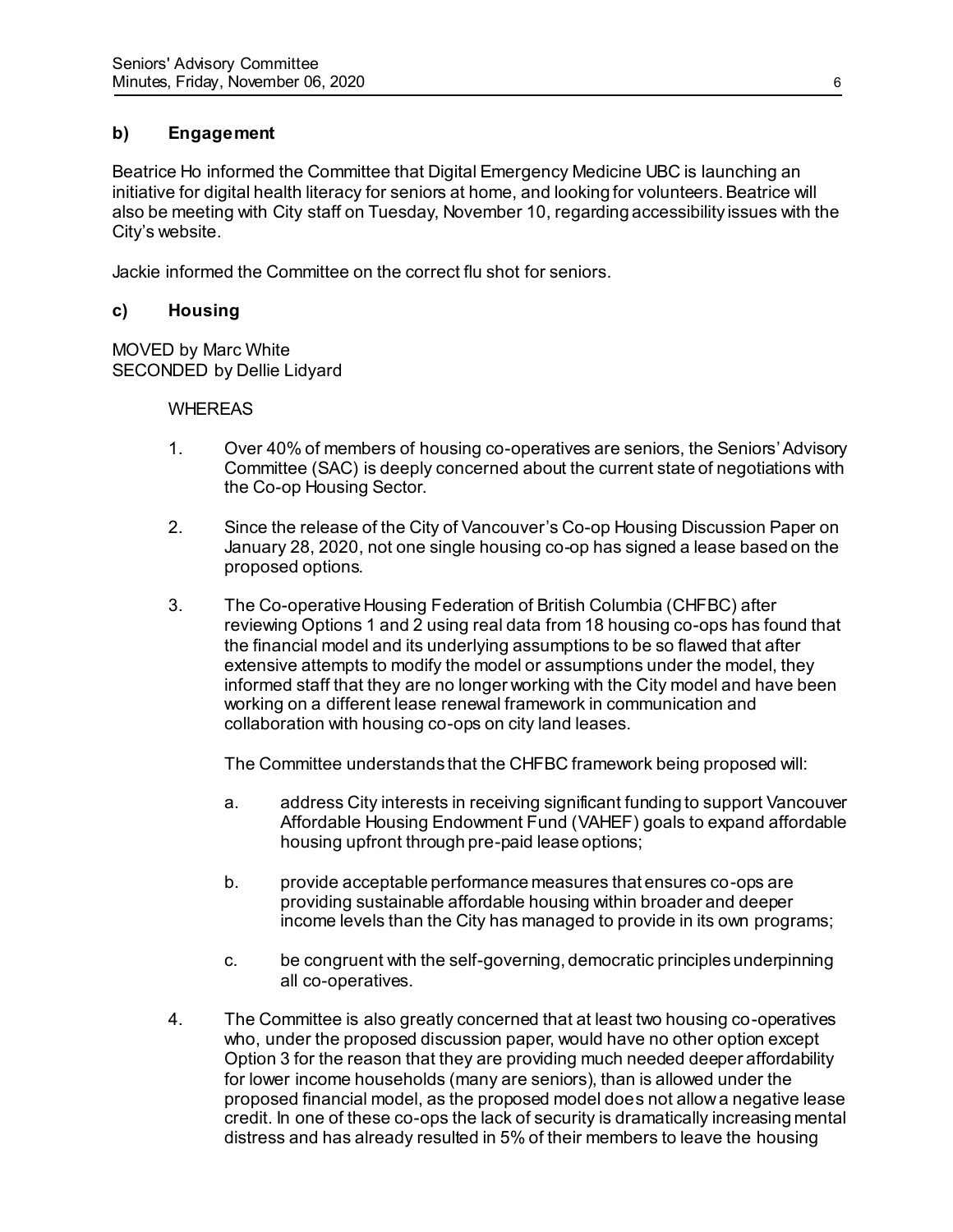### b) Engagement

Beatrice Ho informed the Committee that Digital Emergency Medicine UBC is launching an initiative for digital health literacy for seniors at home, and looking for volunteers. Beatrice will also be meeting with City staff on Tuesday, November 10, regarding accessibility issues with the City's website.

Jackie informed the Committee on the correct flu shot for seniors.

### c) Housing

MOVED by Marc White
SECONDED by Dellie Lidyard

WHEREAS

1. Over 40% of members of housing co-operatives are seniors, the Seniors' Advisory Committee (SAC) is deeply concerned about the current state of negotiations with the Co-op Housing Sector.

2. Since the release of the City of Vancouver's Co-op Housing Discussion Paper on January 28, 2020, not one single housing co-op has signed a lease based on the proposed options.

3. The Co-operative Housing Federation of British Columbia (CHFBC) after reviewing Options 1 and 2 using real data from 18 housing co-ops has found that the financial model and its underlying assumptions to be so flawed that after extensive attempts to modify the model or assumptions under the model, they informed staff that they are no longer working with the City model and have been working on a different lease renewal framework in communication and collaboration with housing co-ops on city land leases.

   The Committee understands that the CHFBC framework being proposed will:

   a. address City interests in receiving significant funding to support Vancouver Affordable Housing Endowment Fund (VAHEF) goals to expand affordable housing upfront through pre-paid lease options;

   b. provide acceptable performance measures that ensures co-ops are providing sustainable affordable housing within broader and deeper income levels than the City has managed to provide in its own programs;

   c. be congruent with the self-governing, democratic principles underpinning all co-operatives.

4. The Committee is also greatly concerned that at least two housing co-operatives who, under the proposed discussion paper, would have no other option except Option 3 for the reason that they are providing much needed deeper affordability for lower income households (many are seniors), than is allowed under the proposed financial model, as the proposed model does not allow a negative lease credit. In one of these co-ops the lack of security is dramatically increasing mental distress and has already resulted in 5% of their members to leave the housing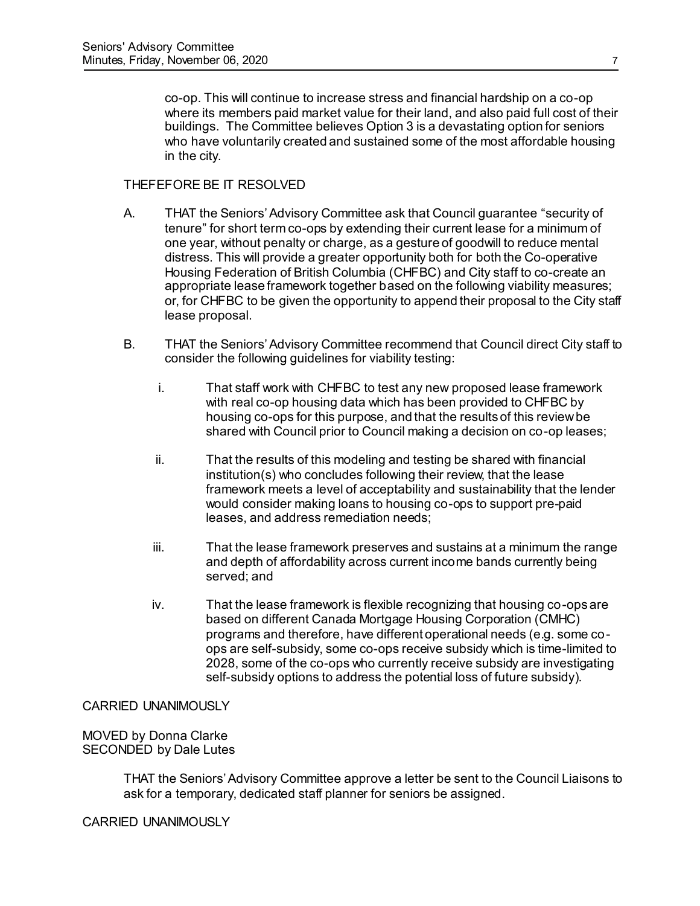co-op. This will continue to increase stress and financial hardship on a co-op where its members paid market value for their land, and also paid full cost of their buildings. The Committee believes Option 3 is a devastating option for seniors who have voluntarily created and sustained some of the most affordable housing in the city.

THEFEFORE BE IT RESOLVED

A. THAT the Seniors' Advisory Committee ask that Council guarantee "security of tenure" for short term co-ops by extending their current lease for a minimum of one year, without penalty or charge, as a gesture of goodwill to reduce mental distress. This will provide a greater opportunity both for both the Co-operative Housing Federation of British Columbia (CHFBC) and City staff to co-create an appropriate lease framework together based on the following viability measures; or, for CHFBC to be given the opportunity to append their proposal to the City staff lease proposal.

B. THAT the Seniors' Advisory Committee recommend that Council direct City staff to consider the following guidelines for viability testing:

  i. That staff work with CHFBC to test any new proposed lease framework with real co-op housing data which has been provided to CHFBC by housing co-ops for this purpose, and that the results of this review be shared with Council prior to Council making a decision on co-op leases;

  ii. That the results of this modeling and testing be shared with financial institution(s) who concludes following their review, that the lease framework meets a level of acceptability and sustainability that the lender would consider making loans to housing co-ops to support pre-paid leases, and address remediation needs;

  iii. That the lease framework preserves and sustains at a minimum the range and depth of affordability across current income bands currently being served; and

  iv. That the lease framework is flexible recognizing that housing co-ops are based on different Canada Mortgage Housing Corporation (CMHC) programs and therefore, have different operational needs (e.g. some co-ops are self-subsidy, some co-ops receive subsidy which is time-limited to 2028, some of the co-ops who currently receive subsidy are investigating self-subsidy options to address the potential loss of future subsidy).

CARRIED UNANIMOUSLY

MOVED by Donna Clarke
SECONDED by Dale Lutes

THAT the Seniors' Advisory Committee approve a letter be sent to the Council Liaisons to ask for a temporary, dedicated staff planner for seniors be assigned.

CARRIED UNANIMOUSLY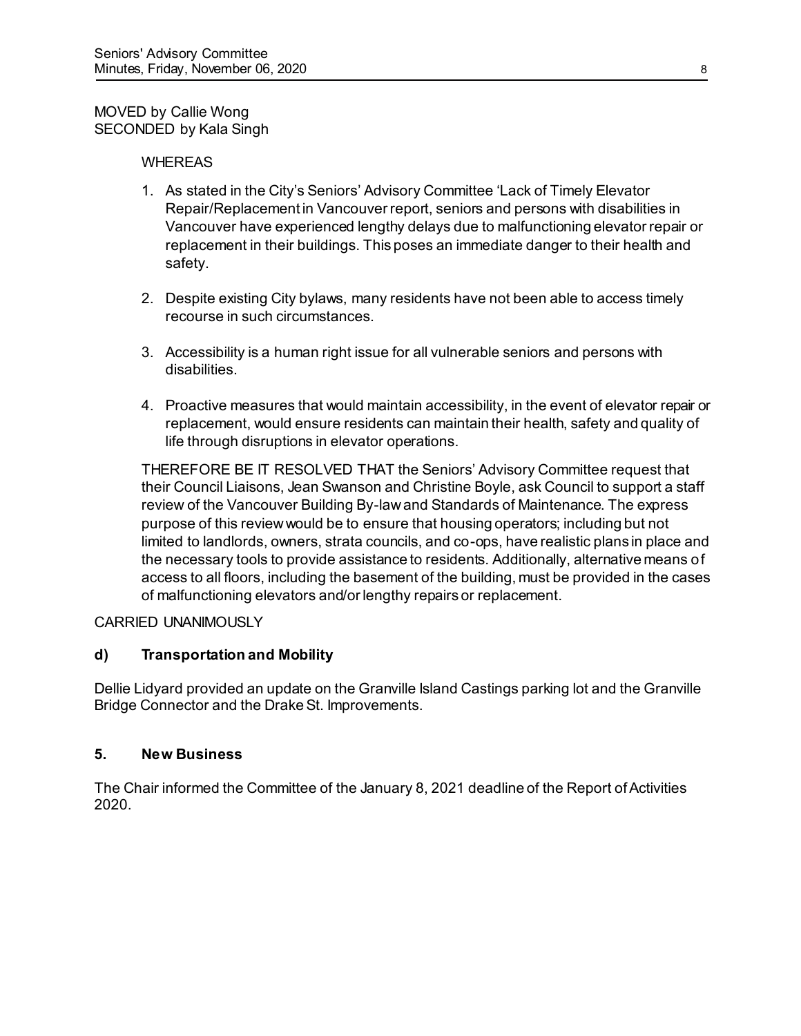MOVED by Callie Wong
SECONDED by Kala Singh

WHEREAS

1. As stated in the City's Seniors' Advisory Committee 'Lack of Timely Elevator Repair/Replacement in Vancouver report, seniors and persons with disabilities in Vancouver have experienced lengthy delays due to malfunctioning elevator repair or replacement in their buildings. This poses an immediate danger to their health and safety.

2. Despite existing City bylaws, many residents have not been able to access timely recourse in such circumstances.

3. Accessibility is a human right issue for all vulnerable seniors and persons with disabilities.

4. Proactive measures that would maintain accessibility, in the event of elevator repair or replacement, would ensure residents can maintain their health, safety and quality of life through disruptions in elevator operations.

THEREFORE BE IT RESOLVED THAT the Seniors' Advisory Committee request that their Council Liaisons, Jean Swanson and Christine Boyle, ask Council to support a staff review of the Vancouver Building By-law and Standards of Maintenance. The express purpose of this review would be to ensure that housing operators; including but not limited to landlords, owners, strata councils, and co-ops, have realistic plans in place and the necessary tools to provide assistance to residents. Additionally, alternative means of access to all floors, including the basement of the building, must be provided in the cases of malfunctioning elevators and/or lengthy repairs or replacement.

CARRIED UNANIMOUSLY

**d) Transportation and Mobility**

Dellie Lidyard provided an update on the Granville Island Castings parking lot and the Granville Bridge Connector and the Drake St. Improvements.

## 5. New Business

The Chair informed the Committee of the January 8, 2021 deadline of the Report of Activities 2020.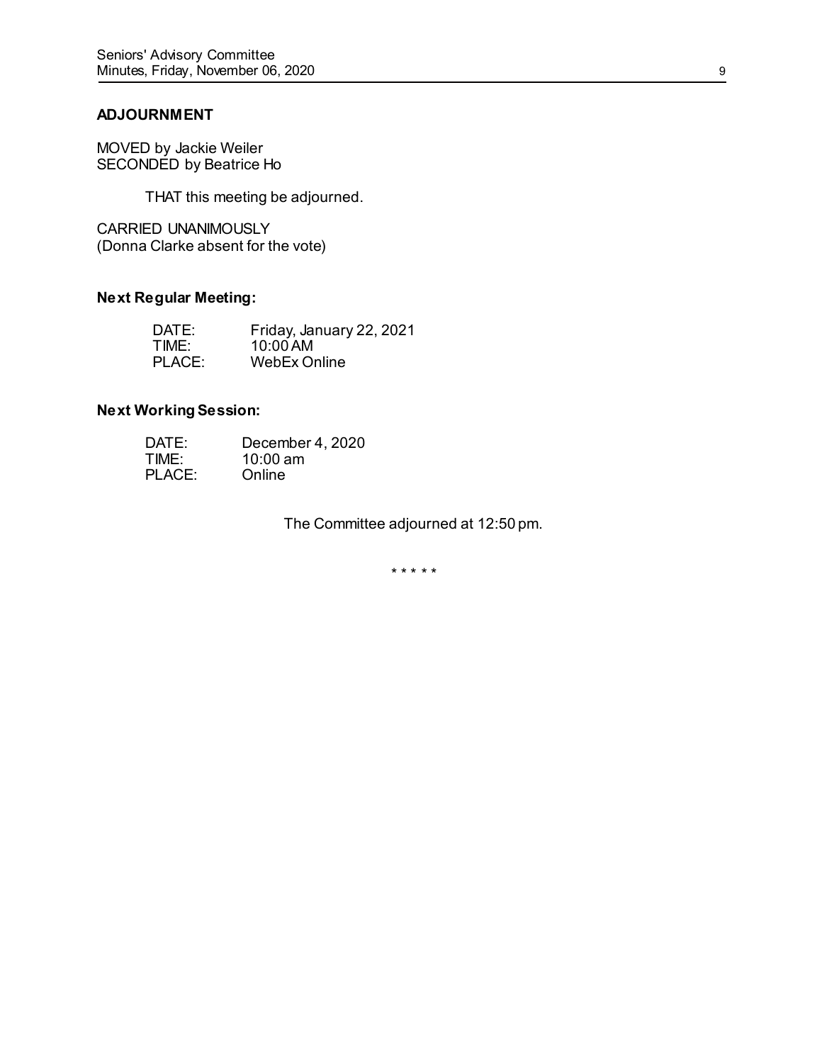## ADJOURNMENT

MOVED by Jackie Weiler
SECONDED by Beatrice Ho

THAT this meeting be adjourned.

CARRIED UNANIMOUSLY
(Donna Clarke absent for the vote)

### Next Regular Meeting:

DATE: Friday, January 22, 2021
TIME: 10:00 AM
PLACE: WebEx Online

### Next Working Session:

DATE: December 4, 2020
TIME: 10:00 am
PLACE: Online

The Committee adjourned at 12:50 pm.

\* \* \* \* \*